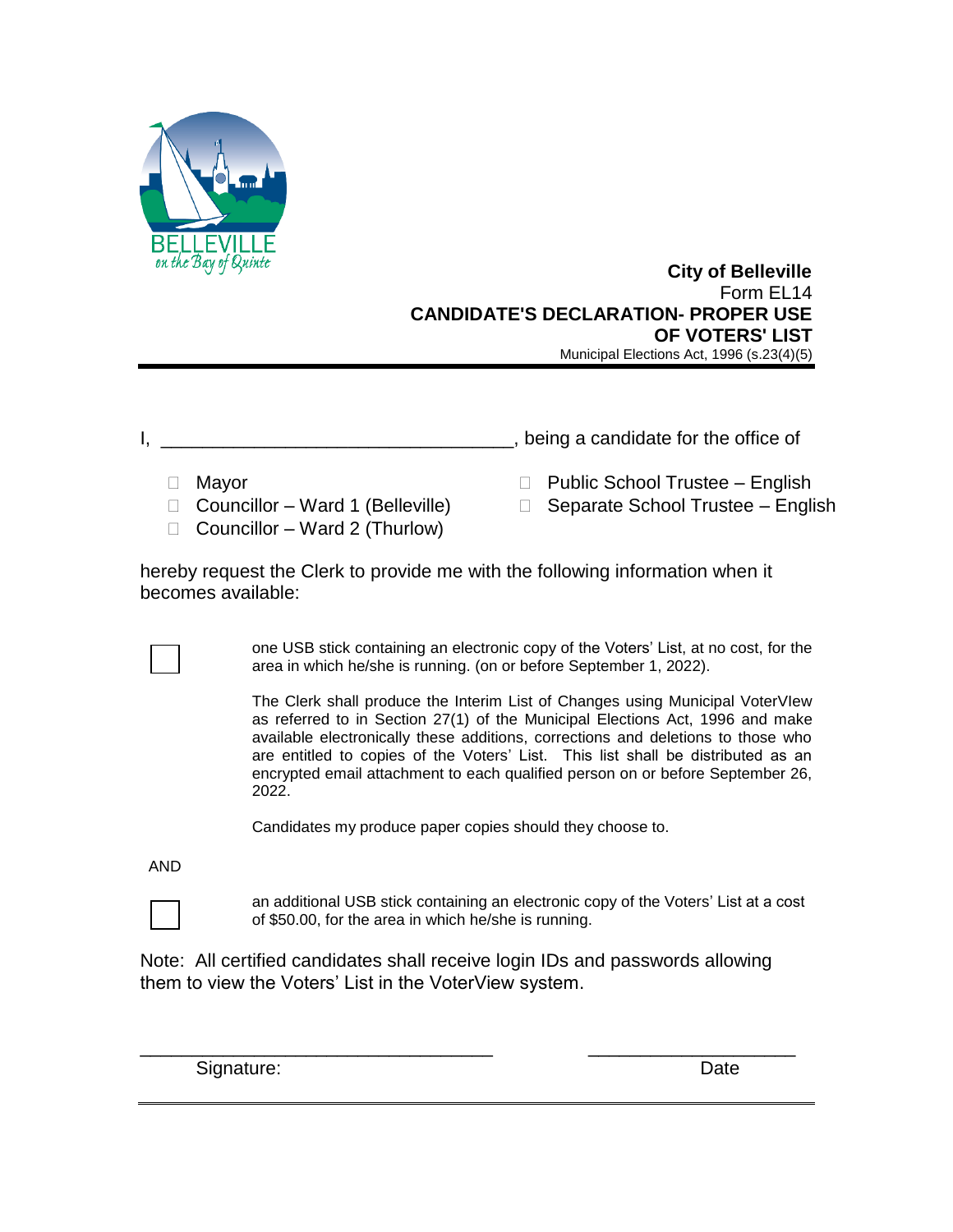BELLEVILLE
on the Bay of Quinte

**City of Belleville**
Form EL14
**CANDIDATE'S DECLARATION- PROPER USE OF VOTERS' LIST**
Municipal Elections Act, 1996 (s.23(4)(5)

I, _________________________________, being a candidate for the office of

- ☐ Mayor
- ☐ Councillor – Ward 1 (Belleville)
- ☐ Councillor – Ward 2 (Thurlow)
- ☐ Public School Trustee – English
- ☐ Separate School Trustee – English

hereby request the Clerk to provide me with the following information when it becomes available:

☐ one USB stick containing an electronic copy of the Voters' List, at no cost, for the area in which he/she is running. (on or before September 1, 2022).

The Clerk shall produce the Interim List of Changes using Municipal VoterVIew as referred to in Section 27(1) of the Municipal Elections Act, 1996 and make available electronically these additions, corrections and deletions to those who are entitled to copies of the Voters' List. This list shall be distributed as an encrypted email attachment to each qualified person on or before September 26, 2022.

Candidates my produce paper copies should they choose to.

AND

☐ an additional USB stick containing an electronic copy of the Voters' List at a cost of $50.00, for the area in which he/she is running.

Note: All certified candidates shall receive login IDs and passwords allowing them to view the Voters' List in the VoterView system.

_________________________________ ____________________
Signature: Date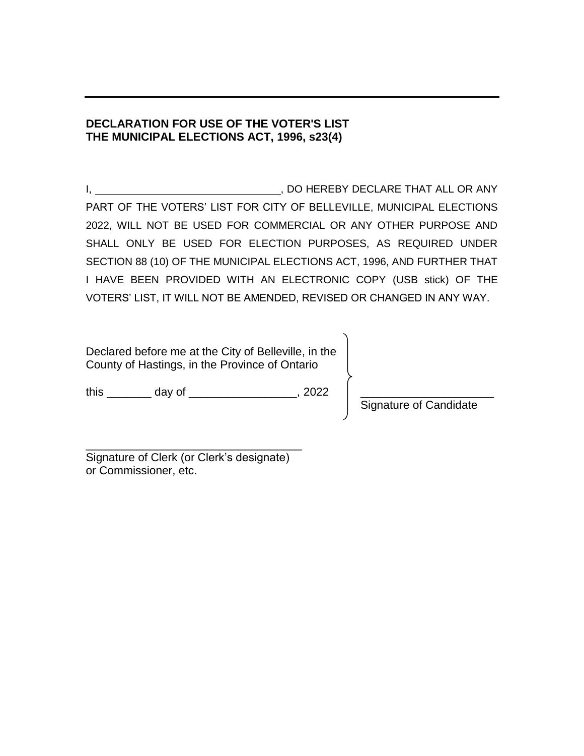**DECLARATION FOR USE OF THE VOTER'S LIST**
**THE MUNICIPAL ELECTIONS ACT, 1996, s23(4)**

I, \_\_\_\_\_\_\_\_\_\_\_\_\_\_\_\_\_\_\_\_\_\_\_\_\_\_\_\_\_\_\_\_, DO HEREBY DECLARE THAT ALL OR ANY PART OF THE VOTERS' LIST FOR CITY OF BELLEVILLE, MUNICIPAL ELECTIONS 2022, WILL NOT BE USED FOR COMMERCIAL OR ANY OTHER PURPOSE AND SHALL ONLY BE USED FOR ELECTION PURPOSES, AS REQUIRED UNDER SECTION 88 (10) OF THE MUNICIPAL ELECTIONS ACT, 1996, AND FURTHER THAT I HAVE BEEN PROVIDED WITH AN ELECTRONIC COPY (USB stick) OF THE VOTERS' LIST, IT WILL NOT BE AMENDED, REVISED OR CHANGED IN ANY WAY.

Declared before me at the City of Belleville, in the County of Hastings, in the Province of Ontario

this \_\_\_\_\_\_\_ day of \_\_\_\_\_\_\_\_\_\_\_\_\_\_\_\_\_, 2022

\_\_\_\_\_\_\_\_\_\_\_\_\_\_\_\_\_\_\_\_\_\_
Signature of Candidate

\_\_\_\_\_\_\_\_\_\_\_\_\_\_\_\_\_\_\_\_\_\_\_\_\_\_\_\_\_\_\_\_\_\_\_
Signature of Clerk (or Clerk's designate) or Commissioner, etc.